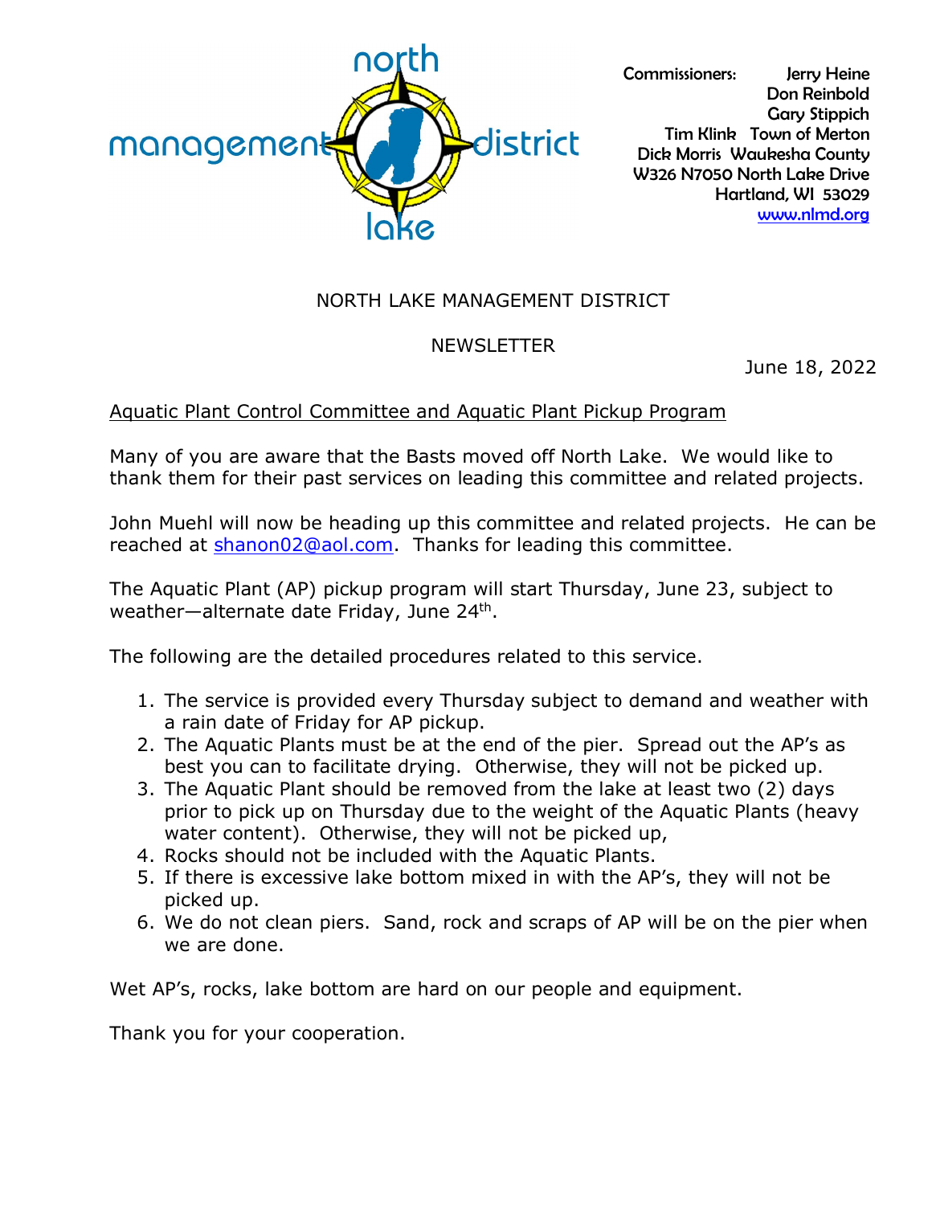north management district lake

Commissioners: Jerry Heine
Don Reinbold
Gary Stippich
Tim Klink Town of Merton
Dick Morris Waukesha County
W326 N7050 North Lake Drive
Hartland, WI 53029
[www.nlmd.org](http://www.nlmd.org)

# NORTH LAKE MANAGEMENT DISTRICT

## NEWSLETTER

June 18, 2022

### Aquatic Plant Control Committee and Aquatic Plant Pickup Program

Many of you are aware that the Basts moved off North Lake. We would like to thank them for their past services on leading this committee and related projects.

John Muehl will now be heading up this committee and related projects. He can be reached at shanon02@aol.com. Thanks for leading this committee.

The Aquatic Plant (AP) pickup program will start Thursday, June 23, subject to weather—alternate date Friday, June 24th.

The following are the detailed procedures related to this service.

1. The service is provided every Thursday subject to demand and weather with a rain date of Friday for AP pickup.
2. The Aquatic Plants must be at the end of the pier. Spread out the AP's as best you can to facilitate drying. Otherwise, they will not be picked up.
3. The Aquatic Plant should be removed from the lake at least two (2) days prior to pick up on Thursday due to the weight of the Aquatic Plants (heavy water content). Otherwise, they will not be picked up,
4. Rocks should not be included with the Aquatic Plants.
5. If there is excessive lake bottom mixed in with the AP's, they will not be picked up.
6. We do not clean piers. Sand, rock and scraps of AP will be on the pier when we are done.

Wet AP's, rocks, lake bottom are hard on our people and equipment.

Thank you for your cooperation.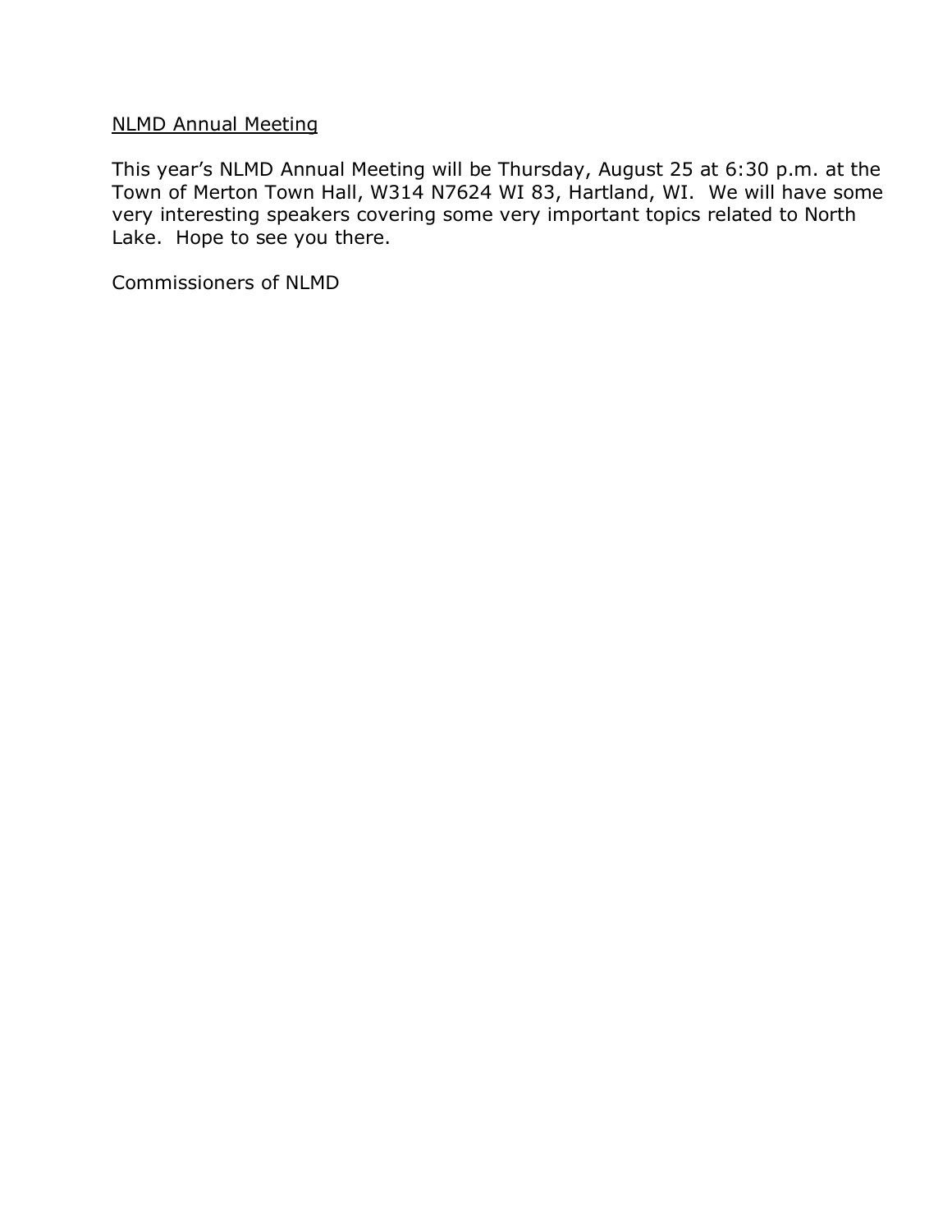<u>NLMD Annual Meeting</u>

This year's NLMD Annual Meeting will be Thursday, August 25 at 6:30 p.m. at the Town of Merton Town Hall, W314 N7624 WI 83, Hartland, WI. We will have some very interesting speakers covering some very important topics related to North Lake. Hope to see you there.

Commissioners of NLMD